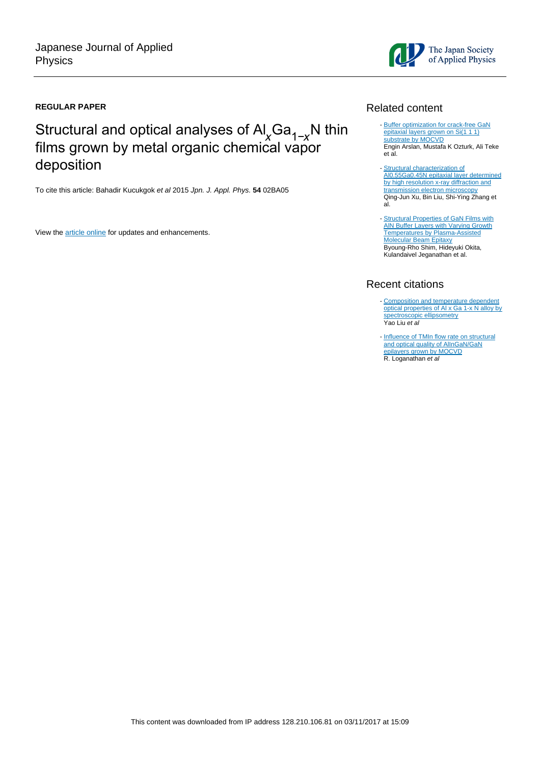Japanese Journal of Applied Physics

**REGULAR PAPER**

# Structural and optical analyses of $Al_xGa_{1-x}N$ thin films grown by metal organic chemical vapor deposition

To cite this article: Bahadir Kucukgok *et al* 2015 *Jpn. J. Appl. Phys.* **54** 02BA05

View the article online for updates and enhancements.

## Related content

- Buffer optimization for crack-free GaN epitaxial layers grown on Si(1 1 1) substrate by MOCVD
Engin Arslan, Mustafa K Ozturk, Ali Teke et al.

- Structural characterization of Al0.55Ga0.45N epitaxial layer determined by high resolution x-ray diffraction and transmission electron microscopy
Qing-Jun Xu, Bin Liu, Shi-Ying Zhang et al.

- Structural Properties of GaN Films with AlN Buffer Layers with Varying Growth Temperatures by Plasma-Assisted Molecular Beam Epitaxy
Byoung-Rho Shim, Hideyuki Okita, Kulandaivel Jeganathan et al.

## Recent citations

- Composition and temperature dependent optical properties of Al x Ga 1-x N alloy by spectroscopic ellipsometry
Yao Liu *et al*

- Influence of TMIn flow rate on structural and optical quality of AlInGaN/GaN epilayers grown by MOCVD
R. Loganathan *et al*

This content was downloaded from IP address 128.210.106.81 on 03/11/2017 at 15:09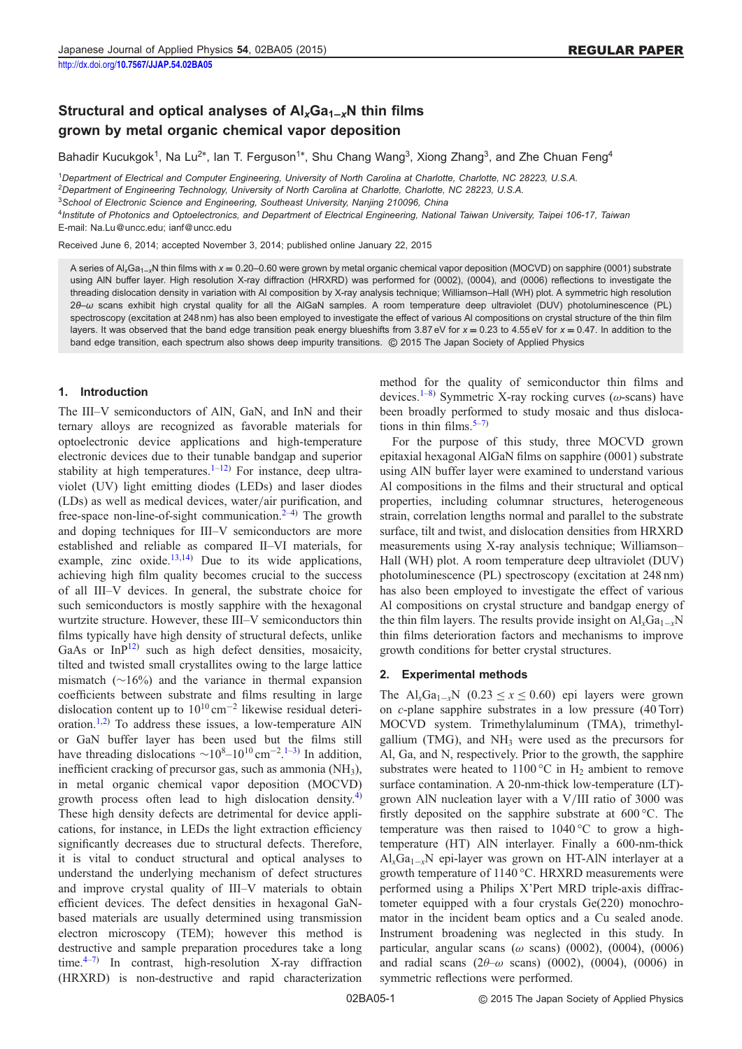# Structural and optical analyses of $Al_xGa_{1-x}N$ thin films grown by metal organic chemical vapor deposition

Bahadir Kucukgok[1], Na Lu[2*], Ian T. Ferguson[1*], Shu Chang Wang[3], Xiong Zhang[3], and Zhe Chuan Feng[4]

[1]Department of Electrical and Computer Engineering, University of North Carolina at Charlotte, Charlotte, NC 28223, U.S.A.
[2]Department of Engineering Technology, University of North Carolina at Charlotte, Charlotte, NC 28223, U.S.A.
[3]School of Electronic Science and Engineering, Southeast University, Nanjing 210096, China
[4]Institute of Photonics and Optoelectronics, and Department of Electrical Engineering, National Taiwan University, Taipei 106-17, Taiwan
E-mail: Na.Lu@uncc.edu; ianf@uncc.edu

Received June 6, 2014; accepted November 3, 2014; published online January 22, 2015

A series of $Al_xGa_{1-x}N$ thin films with $x = 0.20$–$0.60$ were grown by metal organic chemical vapor deposition (MOCVD) on sapphire (0001) substrate using AlN buffer layer. High resolution X-ray diffraction (HRXRD) was performed for (0002), (0004), and (0006) reflections to investigate the threading dislocation density in variation with Al composition by X-ray analysis technique; Williamson–Hall (WH) plot. A symmetric high resolution $2\theta$–$\omega$ scans exhibit high crystal quality for all the AlGaN samples. A room temperature deep ultraviolet (DUV) photoluminescence (PL) spectroscopy (excitation at 248 nm) has also been employed to investigate the effect of various Al compositions on crystal structure of the thin film layers. It was observed that the band edge transition peak energy blueshifts from 3.87 eV for $x = 0.23$ to 4.55 eV for $x = 0.47$. In addition to the band edge transition, each spectrum also shows deep impurity transitions. © 2015 The Japan Society of Applied Physics

## 1. Introduction

The III–V semiconductors of AlN, GaN, and InN and their ternary alloys are recognized as favorable materials for optoelectronic device applications and high-temperature electronic devices due to their tunable bandgap and superior stability at high temperatures.[1–12] For instance, deep ultraviolet (UV) light emitting diodes (LEDs) and laser diodes (LDs) as well as medical devices, water/air purification, and free-space non-line-of-sight communication.[2–4] The growth and doping techniques for III–V semiconductors are more established and reliable as compared II–VI materials, for example, zinc oxide.[13,14] Due to its wide applications, achieving high film quality becomes crucial to the success of all III–V devices. In general, the substrate choice for such semiconductors is mostly sapphire with the hexagonal wurtzite structure. However, these III–V semiconductors thin films typically have high density of structural defects, unlike GaAs or InP[12] such as high defect densities, mosaicity, tilted and twisted small crystallites owing to the large lattice mismatch (~16%) and the variance in thermal expansion coefficients between substrate and films resulting in large dislocation content up to $10^{10}$ cm$^{-2}$ likewise residual deterioration.[1,2] To address these issues, a low-temperature AlN or GaN buffer layer has been used but the films still have threading dislocations ~$10^8$–$10^{10}$ cm$^{-2}$.[1–3] In addition, inefficient cracking of precursor gas, such as ammonia ($NH_3$), in metal organic chemical vapor deposition (MOCVD) growth process often lead to high dislocation density.[4] These high density defects are detrimental for device applications, for instance, in LEDs the light extraction efficiency significantly decreases due to structural defects. Therefore, it is vital to conduct structural and optical analyses to understand the underlying mechanism of defect structures and improve crystal quality of III–V materials to obtain efficient devices. The defect densities in hexagonal GaN-based materials are usually determined using transmission electron microscopy (TEM); however this method is destructive and sample preparation procedures take a long time.[4–7] In contrast, high-resolution X-ray diffraction (HRXRD) is non-destructive and rapid characterization method for the quality of semiconductor thin films and devices.[1–8] Symmetric X-ray rocking curves ($\omega$-scans) have been broadly performed to study mosaic and thus dislocations in thin films.[5–7]

For the purpose of this study, three MOCVD grown epitaxial hexagonal AlGaN films on sapphire (0001) substrate using AlN buffer layer were examined to understand various Al compositions in the films and their structural and optical properties, including columnar structures, heterogeneous strain, correlation lengths normal and parallel to the substrate surface, tilt and twist, and dislocation densities from HRXRD measurements using X-ray analysis technique; Williamson–Hall (WH) plot. A room temperature deep ultraviolet (DUV) photoluminescence (PL) spectroscopy (excitation at 248 nm) has also been employed to investigate the effect of various Al compositions on crystal structure and bandgap energy of the thin film layers. The results provide insight on $Al_xGa_{1-x}N$ thin films deterioration factors and mechanisms to improve growth conditions for better crystal structures.

## 2. Experimental methods

The $Al_xGa_{1-x}N$ ($0.23 \leq x \leq 0.60$) epi layers were grown on $c$-plane sapphire substrates in a low pressure (40 Torr) MOCVD system. Trimethylaluminum (TMA), trimethylgallium (TMG), and $NH_3$ were used as the precursors for Al, Ga, and N, respectively. Prior to the growth, the sapphire substrates were heated to 1100 °C in $H_2$ ambient to remove surface contamination. A 20-nm-thick low-temperature (LT)-grown AlN nucleation layer with a V/III ratio of 3000 was firstly deposited on the sapphire substrate at 600 °C. The temperature was then raised to 1040 °C to grow a high-temperature (HT) AlN interlayer. Finally a 600-nm-thick $Al_xGa_{1-x}N$ epi-layer was grown on HT-AlN interlayer at a growth temperature of 1140 °C. HRXRD measurements were performed using a Philips X'Pert MRD triple-axis diffractometer equipped with a four crystals Ge(220) monochromator in the incident beam optics and a Cu sealed anode. Instrument broadening was neglected in this study. In particular, angular scans ($\omega$ scans) (0002), (0004), (0006) and radial scans ($2\theta$–$\omega$ scans) (0002), (0004), (0006) in symmetric reflections were performed.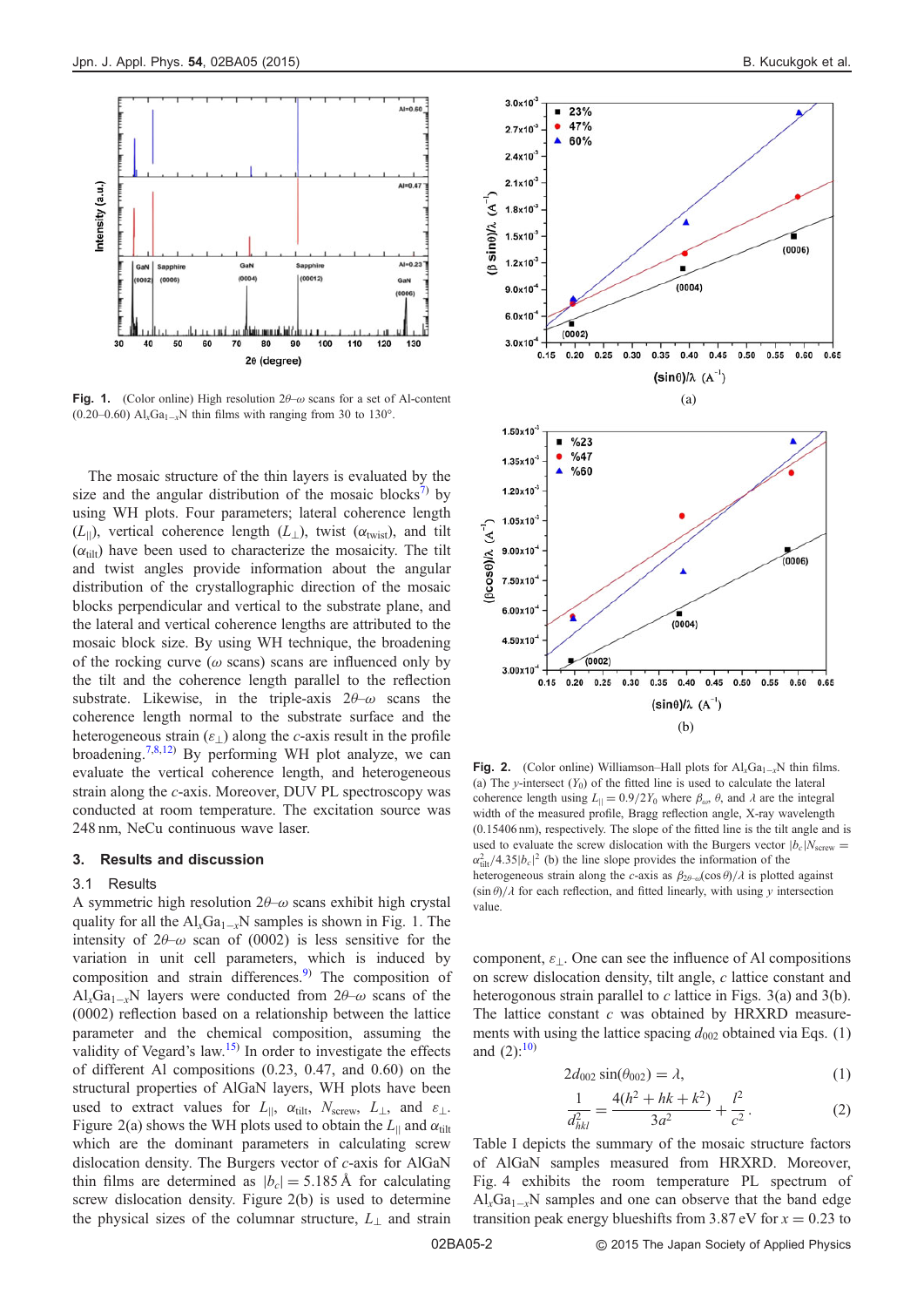**Fig. 1.** (Color online) High resolution 2θ–ω scans for a set of Al-content (0.20–0.60) $Al_xGa_{1-x}N$ thin films with ranging from 30 to 130°.

The mosaic structure of the thin layers is evaluated by the size and the angular distribution of the mosaic blocks[7] by using WH plots. Four parameters; lateral coherence length ($L_{||}$), vertical coherence length ($L_{\perp}$), twist ($\alpha_{twist}$), and tilt ($\alpha_{tilt}$) have been used to characterize the mosaicity. The tilt and twist angles provide information about the angular distribution of the crystallographic direction of the mosaic blocks perpendicular and vertical to the substrate plane, and the lateral and vertical coherence lengths are attributed to the mosaic block size. By using WH technique, the broadening of the rocking curve (ω scans) scans are influenced only by the tilt and the coherence length parallel to the reflection substrate. Likewise, in the triple-axis 2θ–ω scans the coherence length normal to the substrate surface and the heterogeneous strain ($\varepsilon_{\perp}$) along the c-axis result in the profile broadening.[7,8,12] By performing WH plot analyze, we can evaluate the vertical coherence length, and heterogeneous strain along the c-axis. Moreover, DUV PL spectroscopy was conducted at room temperature. The excitation source was 248 nm, NeCu continuous wave laser.

## 3. Results and discussion

### 3.1 Results

A symmetric high resolution 2θ–ω scans exhibit high crystal quality for all the $Al_xGa_{1-x}N$ samples is shown in Fig. 1. The intensity of 2θ–ω scan of (0002) is less sensitive for the variation in unit cell parameters, which is induced by composition and strain differences.[9] The composition of $Al_xGa_{1-x}N$ layers were conducted from 2θ–ω scans of the (0002) reflection based on a relationship between the lattice parameter and the chemical composition, assuming the validity of Vegard's law.[15] In order to investigate the effects of different Al compositions (0.23, 0.47, and 0.60) on the structural properties of AlGaN layers, WH plots have been used to extract values for $L_{||}$, $\alpha_{tilt}$, $N_{screw}$, $L_{\perp}$, and $\varepsilon_{\perp}$. Figure 2(a) shows the WH plots used to obtain the $L_{||}$ and $\alpha_{tilt}$ which are the dominant parameters in calculating screw dislocation density. The Burgers vector of c-axis for AlGaN thin films are determined as $|b_c| = 5.185$ Å for calculating screw dislocation density. Figure 2(b) is used to determine the physical sizes of the columnar structure, $L_{\perp}$ and strain component, $\varepsilon_{\perp}$. One can see the influence of Al compositions on screw dislocation density, tilt angle, c lattice constant and heterogonous strain parallel to c lattice in Figs. 3(a) and 3(b). The lattice constant c was obtained by HRXRD measurements with using the lattice spacing $d_{002}$ obtained via Eqs. (1) and (2):[10]

$$2d_{002}\sin(\theta_{002}) = \lambda, \tag{1}$$

$$\frac{1}{d_{hkl}^2} = \frac{4(h^2 + hk + k^2)}{3a^2} + \frac{l^2}{c^2}. \tag{2}$$

Table I depicts the summary of the mosaic structure factors of AlGaN samples measured from HRXRD. Moreover, Fig. 4 exhibits the room temperature PL spectrum of $Al_xGa_{1-x}N$ samples and one can observe that the band edge transition peak energy blueshifts from 3.87 eV for $x = 0.23$ to

**Fig. 2.** (Color online) Williamson–Hall plots for $Al_xGa_{1-x}N$ thin films. (a) The y-intersect ($Y_0$) of the fitted line is used to calculate the lateral coherence length using $L_{||} = 0.9/2Y_0$ where $\beta_\omega$, θ, and λ are the integral width of the measured profile, Bragg reflection angle, X-ray wavelength (0.15406 nm), respectively. The slope of the fitted line is the tilt angle and is used to evaluate the screw dislocation with the Burgers vector $|b_c|N_{screw} = \alpha_{tilt}^2/4.35|b_c|^2$ (b) the line slope provides the information of the heterogeneous strain along the c-axis as $\beta_{2\theta-\omega}(\cos\theta)/\lambda$ is plotted against $(\sin\theta)/\lambda$ for each reflection, and fitted linearly, with using y intersection value.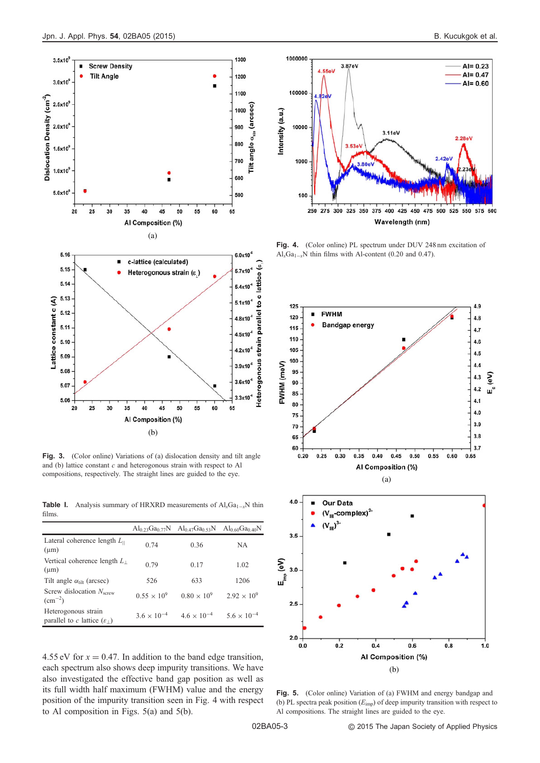Fig. 3. (Color online) Variations of (a) dislocation density and tilt angle and (b) lattice constant $c$ and heterogonous strain with respect to Al compositions, respectively. The straight lines are guided to the eye.

Table I. Analysis summary of HRXRD measurements of $Al_xGa_{1-x}N$ thin films.

| | $Al_{0.23}Ga_{0.77}N$ | $Al_{0.47}Ga_{0.53}N$ | $Al_{0.60}Ga_{0.40}N$ |
|---|---|---|---|
| Lateral coherence length $L_{\parallel}$ (μm) | 0.74 | 0.36 | NA |
| Vertical coherence length $L_{\perp}$ (μm) | 0.79 | 0.17 | 1.02 |
| Tilt angle $\alpha_{tilt}$ (arcsec) | 526 | 633 | 1206 |
| Screw dislocation $N_{screw}$ ($cm^{-2}$) | $0.55 \times 10^9$ | $0.80 \times 10^9$ | $2.92 \times 10^9$ |
| Heterogonous strain parallel to $c$ lattice ($\varepsilon_{\perp}$) | $3.6 \times 10^{-4}$ | $4.6 \times 10^{-4}$ | $5.6 \times 10^{-4}$ |

4.55 eV for $x = 0.47$. In addition to the band edge transition, each spectrum also shows deep impurity transitions. We have also investigated the effective band gap position as well as its full width half maximum (FWHM) value and the energy position of the impurity transition seen in Fig. 4 with respect to Al composition in Figs. 5(a) and 5(b).

Fig. 4. (Color online) PL spectrum under DUV 248 nm excitation of $Al_xGa_{1-x}N$ thin films with Al-content (0.20 and 0.47).

Fig. 5. (Color online) Variation of (a) FWHM and energy bandgap and (b) PL spectra peak position ($E_{imp}$) of deep impurity transition with respect to Al compositions. The straight lines are guided to the eye.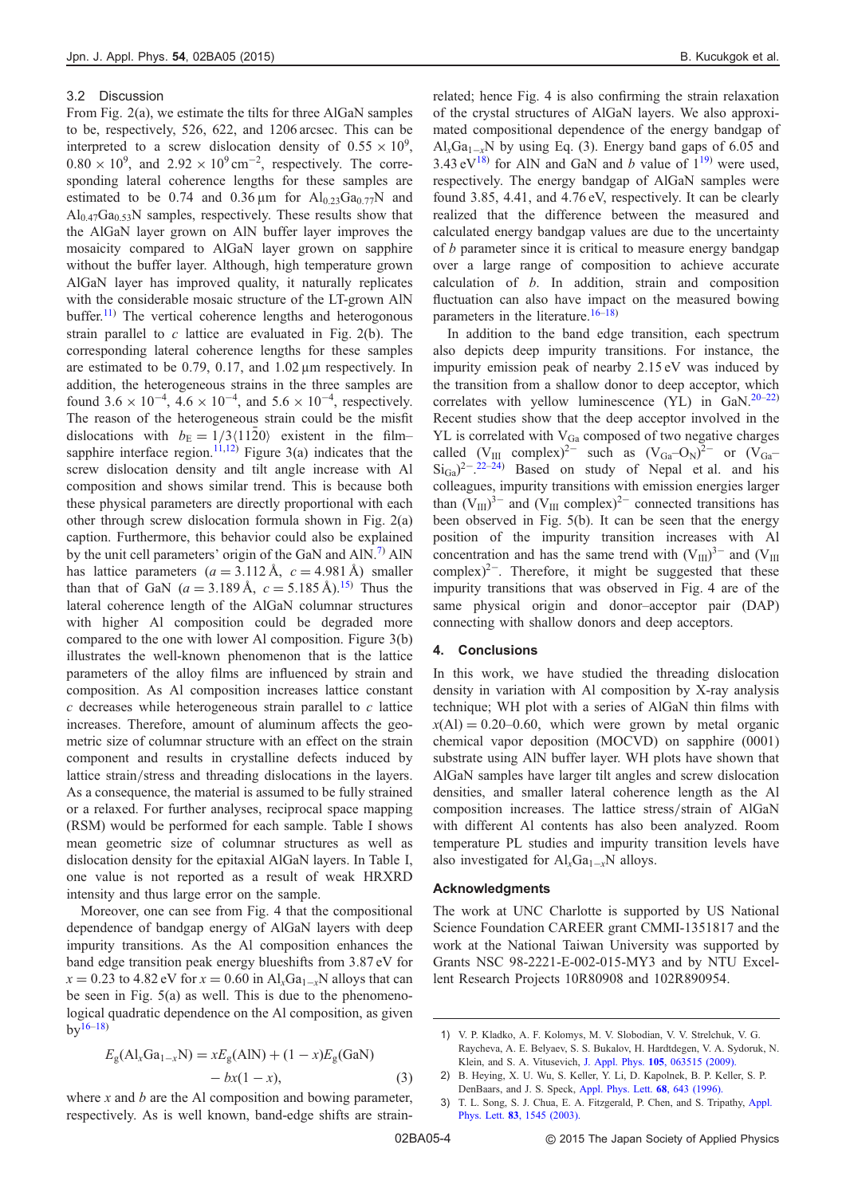### 3.2 Discussion

From Fig. 2(a), we estimate the tilts for three AlGaN samples to be, respectively, 526, 622, and 1206 arcsec. This can be interpreted to a screw dislocation density of $0.55 \times 10^9$, $0.80 \times 10^9$, and $2.92 \times 10^9\,\mathrm{cm}^{-2}$, respectively. The corresponding lateral coherence lengths for these samples are estimated to be 0.74 and 0.36 µm for $Al_{0.23}Ga_{0.77}N$ and $Al_{0.47}Ga_{0.53}N$ samples, respectively. These results show that the AlGaN layer grown on AlN buffer layer improves the mosaicity compared to AlGaN layer grown on sapphire without the buffer layer. Although, high temperature grown AlGaN layer has improved quality, it naturally replicates with the considerable mosaic structure of the LT-grown AlN buffer.[11] The vertical coherence lengths and heterogonous strain parallel to *c* lattice are evaluated in Fig. 2(b). The corresponding lateral coherence lengths for these samples are estimated to be 0.79, 0.17, and 1.02 µm respectively. In addition, the heterogeneous strains in the three samples are found $3.6 \times 10^{-4}$, $4.6 \times 10^{-4}$, and $5.6 \times 10^{-4}$, respectively. The reason of the heterogeneous strain could be the misfit dislocations with $b_E = 1/3\langle 11\bar{2}0\rangle$ existent in the film–sapphire interface region.[11,12] Figure 3(a) indicates that the screw dislocation density and tilt angle increase with Al composition and shows similar trend. This is because both these physical parameters are directly proportional with each other through screw dislocation formula shown in Fig. 2(a) caption. Furthermore, this behavior could also be explained by the unit cell parameters' origin of the GaN and AlN.[7] AlN has lattice parameters ($a = 3.112$ Å, $c = 4.981$ Å) smaller than that of GaN ($a = 3.189$ Å, $c = 5.185$ Å).[15] Thus the lateral coherence length of the AlGaN columnar structures with higher Al composition could be degraded more compared to the one with lower Al composition. Figure 3(b) illustrates the well-known phenomenon that is the lattice parameters of the alloy films are influenced by strain and composition. As Al composition increases lattice constant *c* decreases while heterogeneous strain parallel to *c* lattice increases. Therefore, amount of aluminum affects the geometric size of columnar structure with an effect on the strain component and results in crystalline defects induced by lattice strain/stress and threading dislocations in the layers. As a consequence, the material is assumed to be fully strained or a relaxed. For further analyses, reciprocal space mapping (RSM) would be performed for each sample. Table I shows mean geometric size of columnar structures as well as dislocation density for the epitaxial AlGaN layers. In Table I, one value is not reported as a result of weak HRXRD intensity and thus large error on the sample.

Moreover, one can see from Fig. 4 that the compositional dependence of bandgap energy of AlGaN layers with deep impurity transitions. As the Al composition enhances the band edge transition peak energy blueshifts from 3.87 eV for $x = 0.23$ to 4.82 eV for $x = 0.60$ in $Al_xGa_{1-x}N$ alloys that can be seen in Fig. 5(a) as well. This is due to the phenomenological quadratic dependence on the Al composition, as given by[16–18]

$$E_g(\mathrm{Al}_x\mathrm{Ga}_{1-x}\mathrm{N}) = xE_g(\mathrm{AlN}) + (1-x)E_g(\mathrm{GaN}) - bx(1-x), \tag{3}$$

where *x* and *b* are the Al composition and bowing parameter, respectively. As is well known, band-edge shifts are strain-related; hence Fig. 4 is also confirming the strain relaxation of the crystal structures of AlGaN layers. We also approximated compositional dependence of the energy bandgap of $Al_xGa_{1-x}N$ by using Eq. (3). Energy band gaps of 6.05 and 3.43 eV[18] for AlN and GaN and *b* value of 1[19] were used, respectively. The energy bandgap of AlGaN samples were found 3.85, 4.41, and 4.76 eV, respectively. It can be clearly realized that the difference between the measured and calculated energy bandgap values are due to the uncertainty of *b* parameter since it is critical to measure energy bandgap over a large range of composition to achieve accurate calculation of *b*. In addition, strain and composition fluctuation can also have impact on the measured bowing parameters in the literature.[16–18]

In addition to the band edge transition, each spectrum also depicts deep impurity transitions. For instance, the impurity emission peak of nearby 2.15 eV was induced by the transition from a shallow donor to deep acceptor, which correlates with yellow luminescence (YL) in GaN.[20–22] Recent studies show that the deep acceptor involved in the YL is correlated with $V_{Ga}$ composed of two negative charges called $(V_{III}\ \text{complex})^{2-}$ such as $(V_{Ga}\text{–}O_N)^{2-}$ or $(V_{Ga}\text{–}Si_{Ga})^{2-}$.[22–24] Based on study of Nepal et al. and his colleagues, impurity transitions with emission energies larger than $(V_{III})^{3-}$ and $(V_{III}\ \text{complex})^{2-}$ connected transitions has been observed in Fig. 5(b). It can be seen that the energy position of the impurity transition increases with Al concentration and has the same trend with $(V_{III})^{3-}$ and $(V_{III}\ \text{complex})^{2-}$. Therefore, it might be suggested that these impurity transitions that was observed in Fig. 4 are of the same physical origin and donor–acceptor pair (DAP) connecting with shallow donors and deep acceptors.

## 4. Conclusions

In this work, we have studied the threading dislocation density in variation with Al composition by X-ray analysis technique; WH plot with a series of AlGaN thin films with $x(\mathrm{Al}) = 0.20$–$0.60$, which were grown by metal organic chemical vapor deposition (MOCVD) on sapphire (0001) substrate using AlN buffer layer. WH plots have shown that AlGaN samples have larger tilt angles and screw dislocation densities, and smaller lateral coherence length as the Al composition increases. The lattice stress/strain of AlGaN with different Al contents has also been analyzed. Room temperature PL studies and impurity transition levels have also investigated for $Al_xGa_{1-x}N$ alloys.

## Acknowledgments

The work at UNC Charlotte is supported by US National Science Foundation CAREER grant CMMI-1351817 and the work at the National Taiwan University was supported by Grants NSC 98-2221-E-002-015-MY3 and by NTU Excellent Research Projects 10R80908 and 102R890954.

---

1) V. P. Kladko, A. F. Kolomys, M. V. Slobodian, V. V. Strelchuk, V. G. Raycheva, A. E. Belyaev, S. S. Bukalov, H. Hardtdegen, V. A. Sydoruk, N. Klein, and S. A. Vitusevich, J. Appl. Phys. **105**, 063515 (2009).
2) B. Heying, X. U. Wu, S. Keller, Y. Li, D. Kapolnek, B. P. Keller, S. P. DenBaars, and J. S. Speck, Appl. Phys. Lett. **68**, 643 (1996).
3) T. L. Song, S. J. Chua, E. A. Fitzgerald, P. Chen, and S. Tripathy, Appl. Phys. Lett. **83**, 1545 (2003).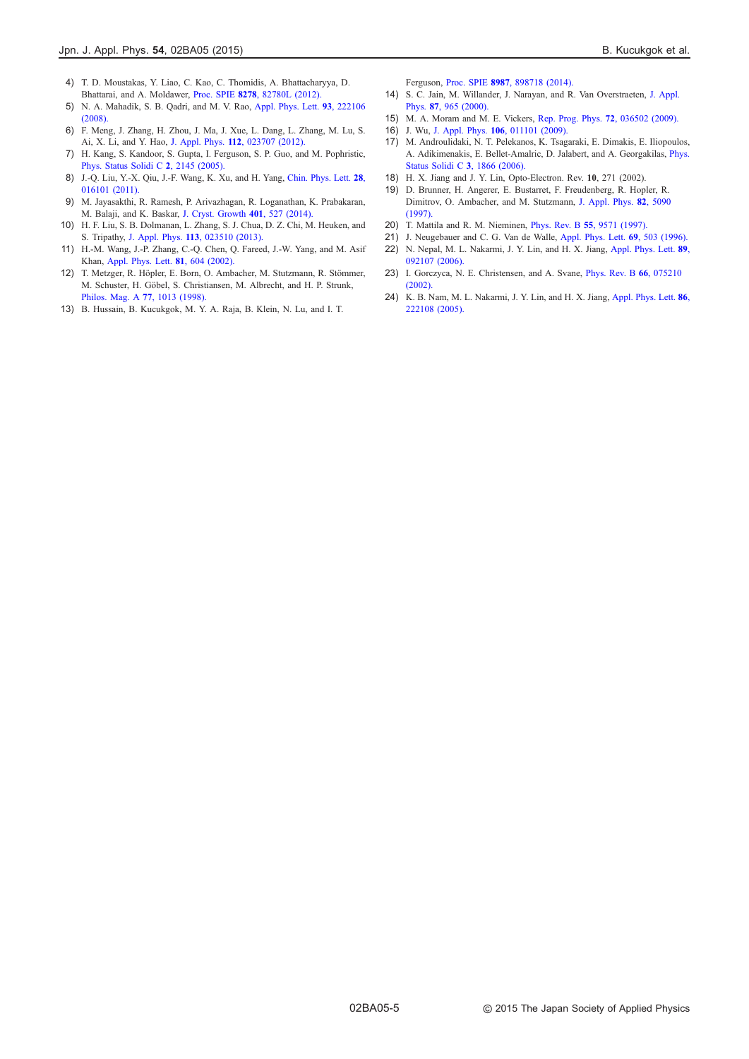4) T. D. Moustakas, Y. Liao, C. Kao, C. Thomidis, A. Bhattacharyya, D. Bhattarai, and A. Moldawer, Proc. SPIE **8278**, 82780L (2012).

5) N. A. Mahadik, S. B. Qadri, and M. V. Rao, Appl. Phys. Lett. **93**, 222106 (2008).

6) F. Meng, J. Zhang, H. Zhou, J. Ma, J. Xue, L. Dang, L. Zhang, M. Lu, S. Ai, X. Li, and Y. Hao, J. Appl. Phys. **112**, 023707 (2012).

7) H. Kang, S. Kandoor, S. Gupta, I. Ferguson, S. P. Guo, and M. Pophristic, Phys. Status Solidi C **2**, 2145 (2005).

8) J.-Q. Liu, Y.-X. Qiu, J.-F. Wang, K. Xu, and H. Yang, Chin. Phys. Lett. **28**, 016101 (2011).

9) M. Jayasakthi, R. Ramesh, P. Arivazhagan, R. Loganathan, K. Prabakaran, M. Balaji, and K. Baskar, J. Cryst. Growth **401**, 527 (2014).

10) H. F. Liu, S. B. Dolmanan, L. Zhang, S. J. Chua, D. Z. Chi, M. Heuken, and S. Tripathy, J. Appl. Phys. **113**, 023510 (2013).

11) H.-M. Wang, J.-P. Zhang, C.-Q. Chen, Q. Fareed, J.-W. Yang, and M. Asif Khan, Appl. Phys. Lett. **81**, 604 (2002).

12) T. Metzger, R. Höpler, E. Born, O. Ambacher, M. Stutzmann, R. Stömmer, M. Schuster, H. Göbel, S. Christiansen, M. Albrecht, and H. P. Strunk, Philos. Mag. A **77**, 1013 (1998).

13) B. Hussain, B. Kucukgok, M. Y. A. Raja, B. Klein, N. Lu, and I. T. Ferguson, Proc. SPIE **8987**, 898718 (2014).

14) S. C. Jain, M. Willander, J. Narayan, and R. Van Overstraeten, J. Appl. Phys. **87**, 965 (2000).

15) M. A. Moram and M. E. Vickers, Rep. Prog. Phys. **72**, 036502 (2009).

16) J. Wu, J. Appl. Phys. **106**, 011101 (2009).

17) M. Androulidaki, N. T. Pelekanos, K. Tsagaraki, E. Dimakis, E. Iliopoulos, A. Adikimenakis, E. Bellet-Amalric, D. Jalabert, and A. Georgakilas, Phys. Status Solidi C **3**, 1866 (2006).

18) H. X. Jiang and J. Y. Lin, Opto-Electron. Rev. **10**, 271 (2002).

19) D. Brunner, H. Angerer, E. Bustarret, F. Freudenberg, R. Hopler, R. Dimitrov, O. Ambacher, and M. Stutzmann, J. Appl. Phys. **82**, 5090 (1997).

20) T. Mattila and R. M. Nieminen, Phys. Rev. B **55**, 9571 (1997).

21) J. Neugebauer and C. G. Van de Walle, Appl. Phys. Lett. **69**, 503 (1996).

22) N. Nepal, M. L. Nakarmi, J. Y. Lin, and H. X. Jiang, Appl. Phys. Lett. **89**, 092107 (2006).

23) I. Gorczyca, N. E. Christensen, and A. Svane, Phys. Rev. B **66**, 075210 (2002).

24) K. B. Nam, M. L. Nakarmi, J. Y. Lin, and H. X. Jiang, Appl. Phys. Lett. **86**, 222108 (2005).